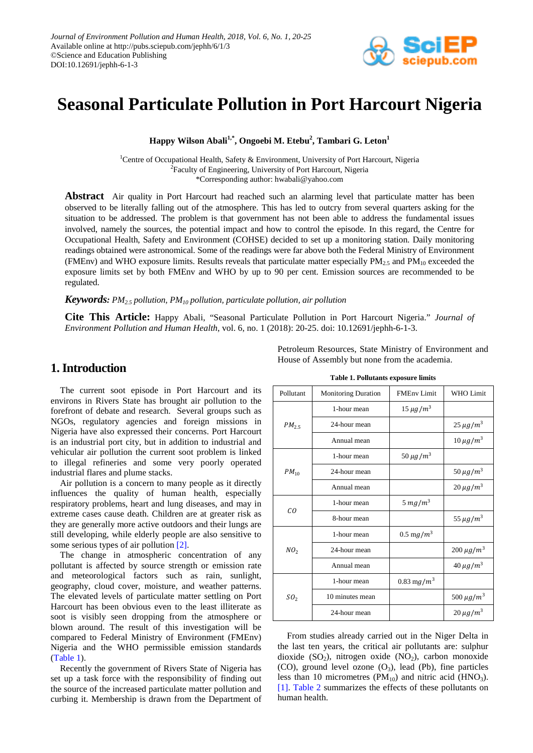# Seasonal Particulate Pollution in Port Harcourt Nigeria

**Happy Wilson Abali[1,*], Ongoebi M. Etebu[2], Tambari G. Leton[1]**

[1]Centre of Occupational Health, Safety & Environment, University of Port Harcourt, Nigeria
[2]Faculty of Engineering, University of Port Harcourt, Nigeria
*Corresponding author: hwabali@yahoo.com

**Abstract** Air quality in Port Harcourt had reached such an alarming level that particulate matter has been observed to be literally falling out of the atmosphere. This has led to outcry from several quarters asking for the situation to be addressed. The problem is that government has not been able to address the fundamental issues involved, namely the sources, the potential impact and how to control the episode. In this regard, the Centre for Occupational Health, Safety and Environment (COHSE) decided to set up a monitoring station. Daily monitoring readings obtained were astronomical. Some of the readings were far above both the Federal Ministry of Environment (FMEnv) and WHO exposure limits. Results reveals that particulate matter especially $PM_{2.5}$ and $PM_{10}$ exceeded the exposure limits set by both FMEnv and WHO by up to 90 per cent. Emission sources are recommended to be regulated.

***Keywords:*** *$PM_{2.5}$ pollution, $PM_{10}$ pollution, particulate pollution, air pollution*

**Cite This Article:** Happy Abali, "Seasonal Particulate Pollution in Port Harcourt Nigeria." *Journal of Environment Pollution and Human Health*, vol. 6, no. 1 (2018): 20-25. doi: 10.12691/jephh-6-1-3.

## 1. Introduction

The current soot episode in Port Harcourt and its environs in Rivers State has brought air pollution to the forefront of debate and research. Several groups such as NGOs, regulatory agencies and foreign missions in Nigeria have also expressed their concerns. Port Harcourt is an industrial port city, but in addition to industrial and vehicular air pollution the current soot problem is linked to illegal refineries and some very poorly operated industrial flares and plume stacks.

Air pollution is a concern to many people as it directly influences the quality of human health, especially respiratory problems, heart and lung diseases, and may in extreme cases cause death. Children are at greater risk as they are generally more active outdoors and their lungs are still developing, while elderly people are also sensitive to some serious types of air pollution [2].

The change in atmospheric concentration of any pollutant is affected by source strength or emission rate and meteorological factors such as rain, sunlight, geography, cloud cover, moisture, and weather patterns. The elevated levels of particulate matter settling on Port Harcourt has been obvious even to the least illiterate as soot is visibly seen dropping from the atmosphere or blown around. The result of this investigation will be compared to Federal Ministry of Environment (FMEnv) Nigeria and the WHO permissible emission standards (Table 1).

Recently the government of Rivers State of Nigeria has set up a task force with the responsibility of finding out the source of the increased particulate matter pollution and curbing it. Membership is drawn from the Department of Petroleum Resources, State Ministry of Environment and House of Assembly but none from the academia.

**Table 1. Pollutants exposure limits**

| Pollutant | Monitoring Duration | FMEnv Limit | WHO Limit |
|---|---|---|---|
| $PM_{2.5}$ | 1-hour mean | $15\ \mu g/m^3$ | |
| | 24-hour mean | | $25\ \mu g/m^3$ |
| | Annual mean | | $10\ \mu g/m^3$ |
| $PM_{10}$ | 1-hour mean | $50\ \mu g/m^3$ | |
| | 24-hour mean | | $50\ \mu g/m^3$ |
| | Annual mean | | $20\ \mu g/m^3$ |
| $CO$ | 1-hour mean | $5\ mg/m^3$ | |
| | 8-hour mean | | $55\ \mu g/m^3$ |
| $NO_2$ | 1-hour mean | $0.5\ mg/m^3$ | |
| | 24-hour mean | | $200\ \mu g/m^3$ |
| | Annual mean | | $40\ \mu g/m^3$ |
| $SO_2$ | 1-hour mean | $0.83\ mg/m^3$ | |
| | 10 minutes mean | | $500\ \mu g/m^3$ |
| | 24-hour mean | | $20\ \mu g/m^3$ |

From studies already carried out in the Niger Delta in the last ten years, the critical air pollutants are: sulphur dioxide ($SO_2$), nitrogen oxide ($NO_2$), carbon monoxide (CO), ground level ozone ($O_3$), lead (Pb), fine particles less than 10 micrometres ($PM_{10}$) and nitric acid ($HNO_3$). [1]. Table 2 summarizes the effects of these pollutants on human health.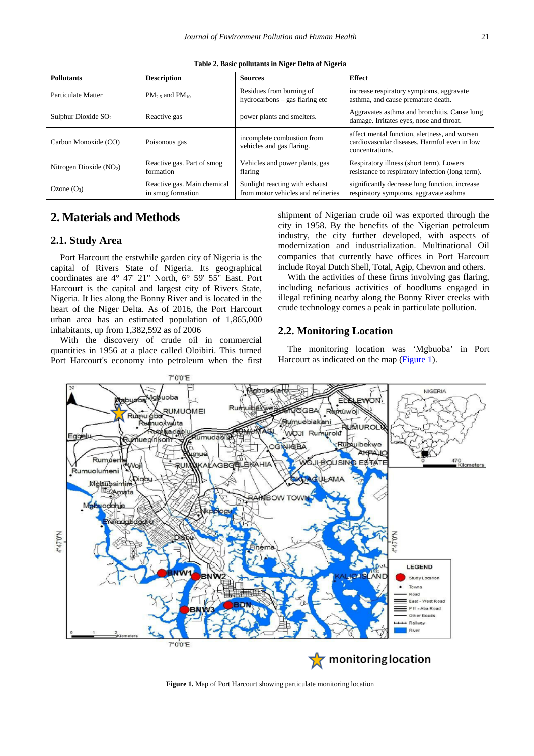**Table 2. Basic pollutants in Niger Delta of Nigeria**

| Pollutants | Description | Sources | Effect |
|---|---|---|---|
| Particulate Matter | $PM_{2.5}$ and $PM_{10}$ | Residues from burning of hydrocarbons – gas flaring etc | increase respiratory symptoms, aggravate asthma, and cause premature death. |
| Sulphur Dioxide $SO_2$ | Reactive gas | power plants and smelters. | Aggravates asthma and bronchitis. Cause lung damage. Irritates eyes, nose and throat. |
| Carbon Monoxide (CO) | Poisonous gas | incomplete combustion from vehicles and gas flaring. | affect mental function, alertness, and worsen cardiovascular diseases. Harmful even in low concentrations. |
| Nitrogen Dioxide ($NO_2$) | Reactive gas. Part of smog formation | Vehicles and power plants, gas flaring | Respiratory illness (short term). Lowers resistance to respiratory infection (long term). |
| Ozone ($O_3$) | Reactive gas. Main chemical in smog formation | Sunlight reacting with exhaust from motor vehicles and refineries | significantly decrease lung function, increase respiratory symptoms, aggravate asthma |

# 2. Materials and Methods

## 2.1. Study Area

Port Harcourt the erstwhile garden city of Nigeria is the capital of Rivers State of Nigeria. Its geographical coordinates are 4° 47' 21" North, 6° 59' 55" East. Port Harcourt is the capital and largest city of Rivers State, Nigeria. It lies along the Bonny River and is located in the heart of the Niger Delta. As of 2016, the Port Harcourt urban area has an estimated population of 1,865,000 inhabitants, up from 1,382,592 as of 2006

With the discovery of crude oil in commercial quantities in 1956 at a place called Oloibiri. This turned Port Harcourt's economy into petroleum when the first shipment of Nigerian crude oil was exported through the city in 1958. By the benefits of the Nigerian petroleum industry, the city further developed, with aspects of modernization and industrialization. Multinational Oil companies that currently have offices in Port Harcourt include Royal Dutch Shell, Total, Agip, Chevron and others.

With the activities of these firms involving gas flaring, including nefarious activities of hoodlums engaged in illegal refining nearby along the Bonny River creeks with crude technology comes a peak in particulate pollution.

## 2.2. Monitoring Location

The monitoring location was 'Mgbuoba' in Port Harcourt as indicated on the map (Figure 1).

**Figure 1.** Map of Port Harcourt showing particulate monitoring location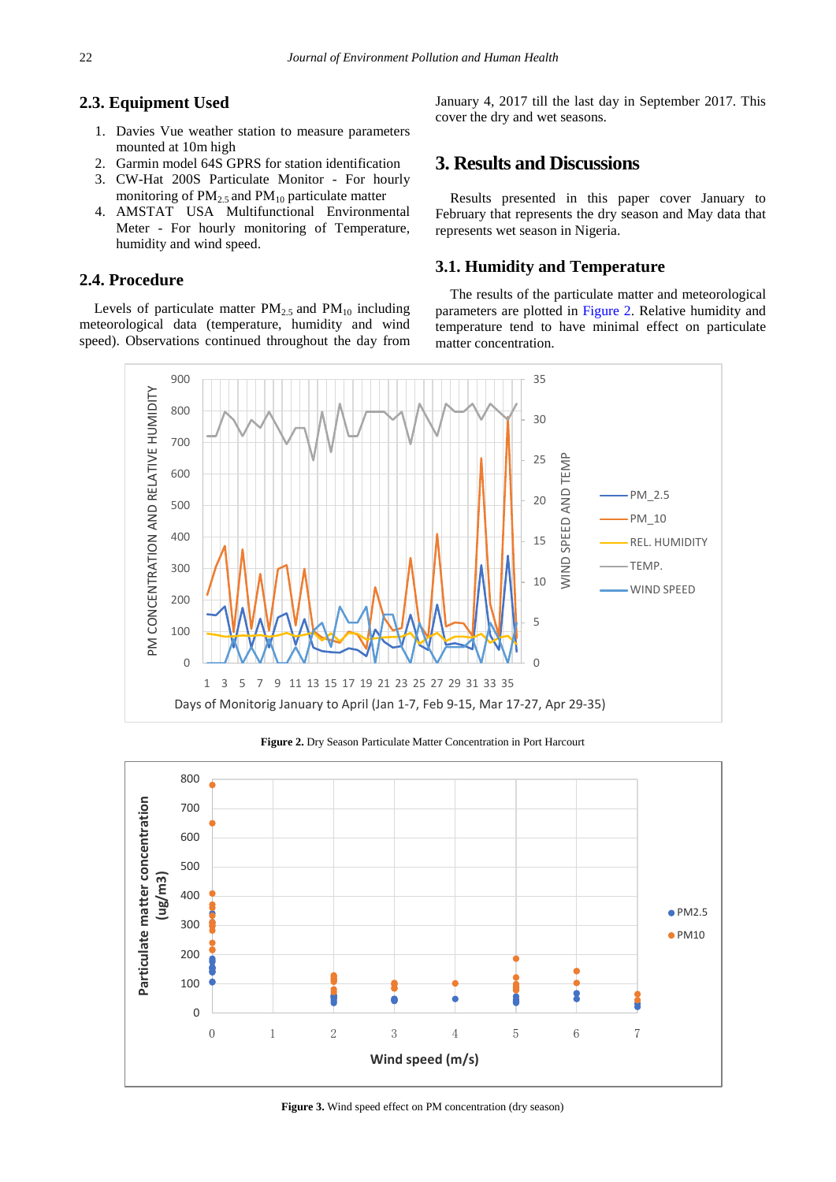### 2.3. Equipment Used

1. Davies Vue weather station to measure parameters mounted at 10m high
2. Garmin model 64S GPRS for station identification
3. CW-Hat 200S Particulate Monitor - For hourly monitoring of $PM_{2.5}$ and $PM_{10}$ particulate matter
4. AMSTAT USA Multifunctional Environmental Meter - For hourly monitoring of Temperature, humidity and wind speed.

### 2.4. Procedure

Levels of particulate matter $PM_{2.5}$ and $PM_{10}$ including meteorological data (temperature, humidity and wind speed). Observations continued throughout the day from January 4, 2017 till the last day in September 2017. This cover the dry and wet seasons.

## 3. Results and Discussions

Results presented in this paper cover January to February that represents the dry season and May data that represents wet season in Nigeria.

### 3.1. Humidity and Temperature

The results of the particulate matter and meteorological parameters are plotted in Figure 2. Relative humidity and temperature tend to have minimal effect on particulate matter concentration.

**Figure 2.** Dry Season Particulate Matter Concentration in Port Harcourt

**Figure 3.** Wind speed effect on PM concentration (dry season)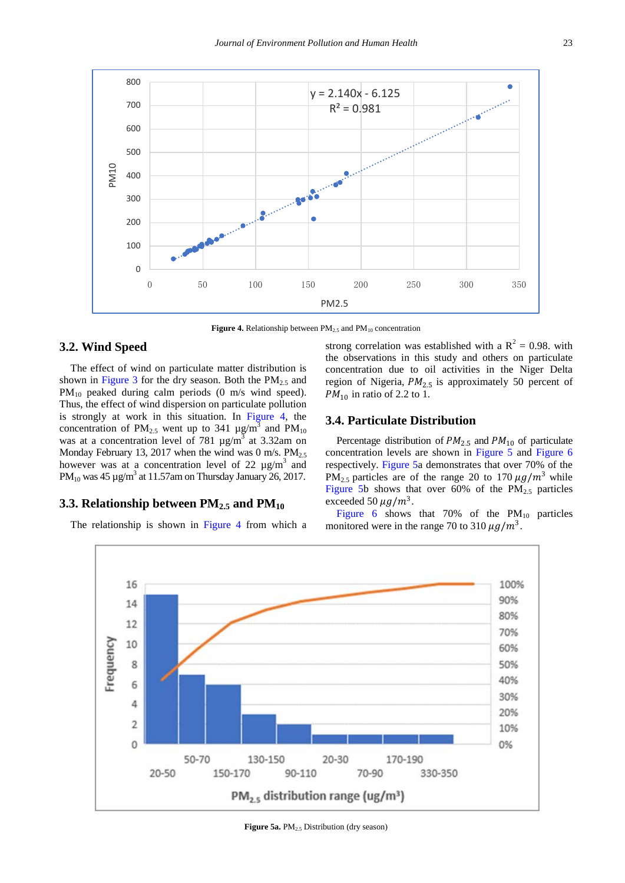Figure 4. Relationship between $PM_{2.5}$ and $PM_{10}$ concentration

### 3.2. Wind Speed

The effect of wind on particulate matter distribution is shown in Figure 3 for the dry season. Both the $PM_{2.5}$ and $PM_{10}$ peaked during calm periods (0 m/s wind speed). Thus, the effect of wind dispersion on particulate pollution is strongly at work in this situation. In Figure 4, the concentration of $PM_{2.5}$ went up to 341 µg/m$^3$ and $PM_{10}$ was at a concentration level of 781 µg/m$^3$ at 3.32am on Monday February 13, 2017 when the wind was 0 m/s. $PM_{2.5}$ however was at a concentration level of 22 µg/m$^3$ and $PM_{10}$ was 45 µg/m$^3$ at 11.57am on Thursday January 26, 2017.

### 3.3. Relationship between $PM_{2.5}$ and $PM_{10}$

The relationship is shown in Figure 4 from which a strong correlation was established with a $R^2$ = 0.98. with the observations in this study and others on particulate concentration due to oil activities in the Niger Delta region of Nigeria, $PM_{2.5}$ is approximately 50 percent of $PM_{10}$ in ratio of 2.2 to 1.

### 3.4. Particulate Distribution

Percentage distribution of $PM_{2.5}$ and $PM_{10}$ of particulate concentration levels are shown in Figure 5 and Figure 6 respectively. Figure 5a demonstrates that over 70% of the $PM_{2.5}$ particles are of the range 20 to 170 $\mu g/m^3$ while Figure 5b shows that over 60% of the $PM_{2.5}$ particles exceeded 50 $\mu g/m^3$.

Figure 6 shows that 70% of the $PM_{10}$ particles monitored were in the range 70 to 310 $\mu g/m^3$.

Figure 5a. $PM_{2.5}$ Distribution (dry season)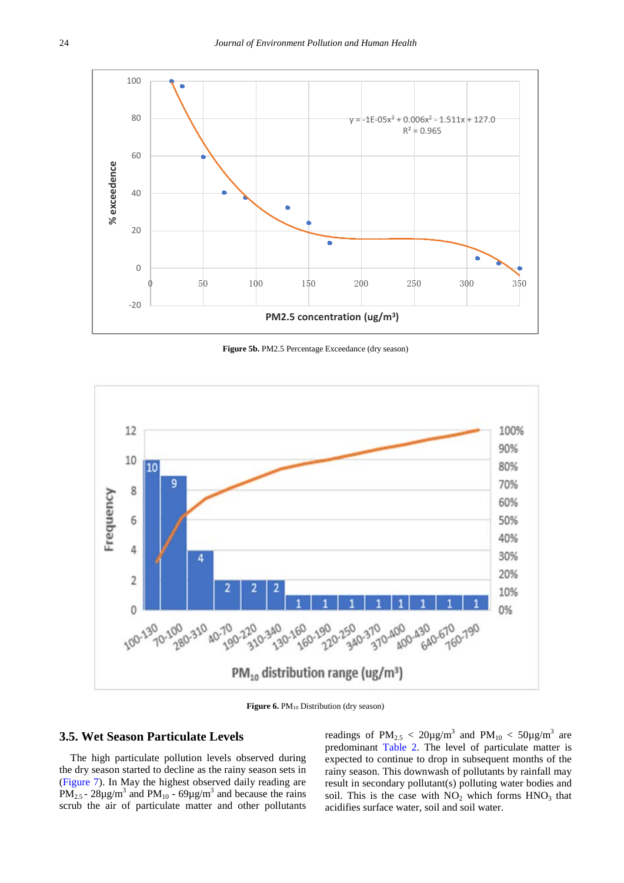Figure 5b. PM2.5 Percentage Exceedance (dry season)

Figure 6. $PM_{10}$ Distribution (dry season)

### 3.5. Wet Season Particulate Levels

The high particulate pollution levels observed during the dry season started to decline as the rainy season sets in (Figure 7). In May the highest observed daily reading are $PM_{2.5}$ - 28µg/m$^3$ and $PM_{10}$ - 69µg/m$^3$ and because the rains scrub the air of particulate matter and other pollutants readings of $PM_{2.5}$ < 20µg/m$^3$ and $PM_{10}$ < 50µg/m$^3$ are predominant Table 2. The level of particulate matter is expected to continue to drop in subsequent months of the rainy season. This downwash of pollutants by rainfall may result in secondary pollutant(s) polluting water bodies and soil. This is the case with $NO_2$ which forms $HNO_3$ that acidifies surface water, soil and soil water.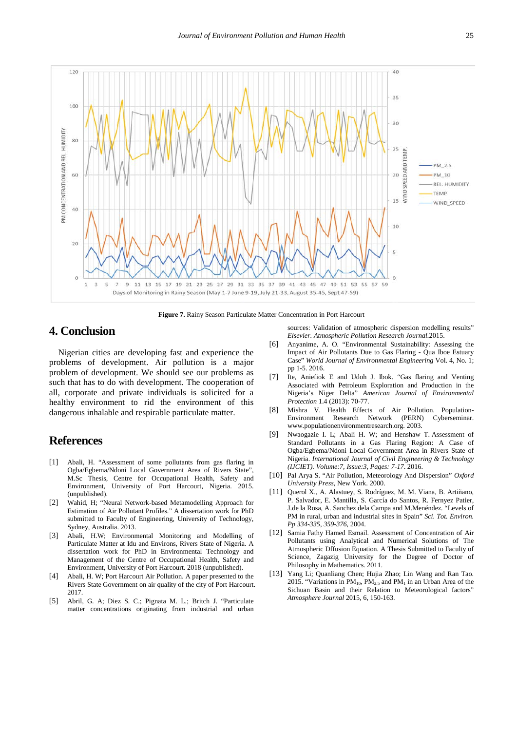120

100

80

60

40

20

0

40

35

30

25

20

15

10

5

0

PM CONCENTRATION AND REL. HUMIDITY

WIND SPEED AND TEMP.

PM_2.5

PM_10

REL. HUMIDITY

TEMP

WIND_SPEED

1 3 5 7 9 11 13 15 17 19 21 23 25 27 29 31 33 35 37 39 41 43 45 47 49 51 53 55 57 59

Days of Monitoring in Rainy Season (May 1-7 June 9-19, July 21-33, August 35-45, Sept 47-59)

**Figure 7.** Rainy Season Particulate Matter Concentration in Port Harcourt

## 4. Conclusion

Nigerian cities are developing fast and experience the problems of development. Air pollution is a major problem of development. We should see our problems as such that has to do with development. The cooperation of all, corporate and private individuals is solicited for a healthy environment to rid the environment of this dangerous inhalable and respirable particulate matter.

## References

[1] Abali, H. "Assessment of some pollutants from gas flaring in Ogba/Egbema/Ndoni Local Government Area of Rivers State", M.Sc Thesis, Centre for Occupational Health, Safety and Environment, University of Port Harcourt, Nigeria. 2015. (unpublished).

[2] Wahid, H; "Neural Network-based Metamodelling Approach for Estimation of Air Pollutant Profiles." A dissertation work for PhD submitted to Faculty of Engineering, University of Technology, Sydney, Australia. 2013.

[3] Abali, H.W; Environmental Monitoring and Modelling of Particulate Matter at Idu and Environs, Rivers State of Nigeria. A dissertation work for PhD in Environmental Technology and Management of the Centre of Occupational Health, Safety and Environment, University of Port Harcourt. 2018 (unpublished).

[4] Abali, H. W; Port Harcourt Air Pollution. A paper presented to the Rivers State Government on air quality of the city of Port Harcourt. 2017.

[5] Abril, G. A; Diez S. C.; Pignata M. L.; Britch J. "Particulate matter concentrations originating from industrial and urban sources: Validation of atmospheric dispersion modelling results" *Elsevier. Atmospheric Pollution Research Journal.*2015.

[6] Anyanime, A. O. "Environmental Sustainability: Assessing the Impact of Air Pollutants Due to Gas Flaring - Qua Iboe Estuary Case" *World Journal of Environmental Engineering* Vol. 4, No. 1; pp 1-5. 2016.

[7] Ite, Aniefiok E and Udoh J. Ibok. "Gas flaring and Venting Associated with Petroleum Exploration and Production in the Nigeria's Niger Delta" *American Journal of Environmental Protection* 1.4 (2013): 70-77.

[8] Mishra V. Health Effects of Air Pollution. Population-Environment Research Network (PERN) Cyberseminar. www.populationenvironmentresearch.org. 2003.

[9] Nwaogazie I. L; Abali H. W; and Henshaw T. Assessment of Standard Pollutants in a Gas Flaring Region: A Case of Ogba/Egbema/Ndoni Local Government Area in Rivers State of Nigeria. *International Journal of Civil Engineering & Technology (IJCIET). Volume:7, Issue:3, Pages: 7-17.* 2016.

[10] Pal Arya S. "Air Pollution, Meteorology And Dispersion" *Oxford University Press*, New York. 2000.

[11] Querol X., A. Alastuey, S. Rodríguez, M. M. Viana, B. Artiñano, P. Salvador, E. Mantilla, S. García do Santos, R. Fernyez Patier, J.de la Rosa, A. Sanchez dela Campa and M.Menéndez. "Levels of PM in rural, urban and industrial sites in Spain" *Sci. Tot. Environ. Pp 334-335, 359-376*, 2004.

[12] Samia Fathy Hamed Saleh. Assessment of Concentration of Air Pollutants using Analytical and Numerical Solutions of The Atmospheric Dffusion Equation. A Thesis Submitted to Faculty of Science, Zagazig University for the Degree of Doctor of Philosophy in Mathematics. 2011.

[13] Yang Li; Quanliang Chen; Hujia Zhao; Lin Wang and Ran Tao. 2015. "Variations in $PM_{10}$, $PM_{2.5}$ and $PM_1$ in an Urban Area of the Sichuan Basin and their Relation to Meteorological factors" *Atmosphere Journal* 2015, 6, 150-163.